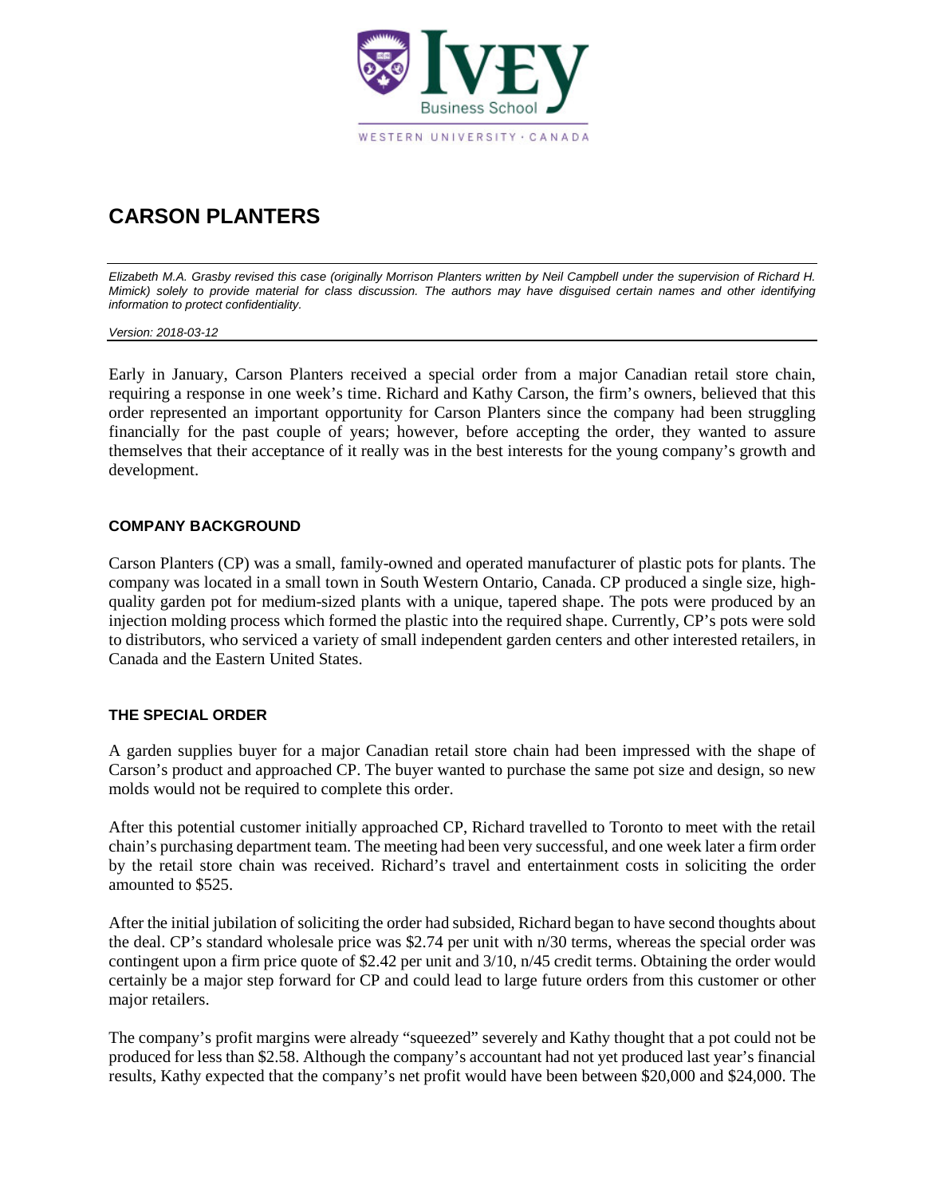# CARSON PLANTERS

*Elizabeth M.A. Grasby revised this case (originally Morrison Planters written by Neil Campbell under the supervision of Richard H. Mimick) solely to provide material for class discussion. The authors may have disguised certain names and other identifying information to protect confidentiality.*

*Version: 2018-03-12*

Early in January, Carson Planters received a special order from a major Canadian retail store chain, requiring a response in one week's time. Richard and Kathy Carson, the firm's owners, believed that this order represented an important opportunity for Carson Planters since the company had been struggling financially for the past couple of years; however, before accepting the order, they wanted to assure themselves that their acceptance of it really was in the best interests for the young company's growth and development.

## COMPANY BACKGROUND

Carson Planters (CP) was a small, family-owned and operated manufacturer of plastic pots for plants. The company was located in a small town in South Western Ontario, Canada. CP produced a single size, high-quality garden pot for medium-sized plants with a unique, tapered shape. The pots were produced by an injection molding process which formed the plastic into the required shape. Currently, CP's pots were sold to distributors, who serviced a variety of small independent garden centers and other interested retailers, in Canada and the Eastern United States.

## THE SPECIAL ORDER

A garden supplies buyer for a major Canadian retail store chain had been impressed with the shape of Carson's product and approached CP. The buyer wanted to purchase the same pot size and design, so new molds would not be required to complete this order.

After this potential customer initially approached CP, Richard travelled to Toronto to meet with the retail chain's purchasing department team. The meeting had been very successful, and one week later a firm order by the retail store chain was received. Richard's travel and entertainment costs in soliciting the order amounted to $525.

After the initial jubilation of soliciting the order had subsided, Richard began to have second thoughts about the deal. CP's standard wholesale price was $2.74 per unit with n/30 terms, whereas the special order was contingent upon a firm price quote of $2.42 per unit and 3/10, n/45 credit terms. Obtaining the order would certainly be a major step forward for CP and could lead to large future orders from this customer or other major retailers.

The company's profit margins were already "squeezed" severely and Kathy thought that a pot could not be produced for less than $2.58. Although the company's accountant had not yet produced last year's financial results, Kathy expected that the company's net profit would have been between $20,000 and $24,000. The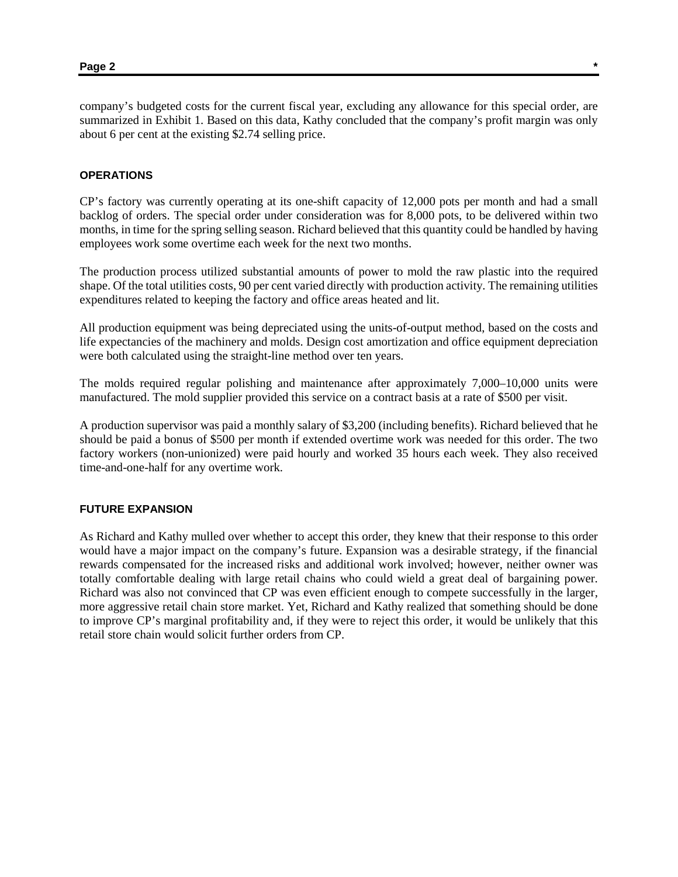company's budgeted costs for the current fiscal year, excluding any allowance for this special order, are summarized in Exhibit 1. Based on this data, Kathy concluded that the company's profit margin was only about 6 per cent at the existing $2.74 selling price.

## OPERATIONS

CP's factory was currently operating at its one-shift capacity of 12,000 pots per month and had a small backlog of orders. The special order under consideration was for 8,000 pots, to be delivered within two months, in time for the spring selling season. Richard believed that this quantity could be handled by having employees work some overtime each week for the next two months.

The production process utilized substantial amounts of power to mold the raw plastic into the required shape. Of the total utilities costs, 90 per cent varied directly with production activity. The remaining utilities expenditures related to keeping the factory and office areas heated and lit.

All production equipment was being depreciated using the units-of-output method, based on the costs and life expectancies of the machinery and molds. Design cost amortization and office equipment depreciation were both calculated using the straight-line method over ten years.

The molds required regular polishing and maintenance after approximately 7,000–10,000 units were manufactured. The mold supplier provided this service on a contract basis at a rate of $500 per visit.

A production supervisor was paid a monthly salary of $3,200 (including benefits). Richard believed that he should be paid a bonus of $500 per month if extended overtime work was needed for this order. The two factory workers (non-unionized) were paid hourly and worked 35 hours each week. They also received time-and-one-half for any overtime work.

## FUTURE EXPANSION

As Richard and Kathy mulled over whether to accept this order, they knew that their response to this order would have a major impact on the company's future. Expansion was a desirable strategy, if the financial rewards compensated for the increased risks and additional work involved; however, neither owner was totally comfortable dealing with large retail chains who could wield a great deal of bargaining power. Richard was also not convinced that CP was even efficient enough to compete successfully in the larger, more aggressive retail chain store market. Yet, Richard and Kathy realized that something should be done to improve CP's marginal profitability and, if they were to reject this order, it would be unlikely that this retail store chain would solicit further orders from CP.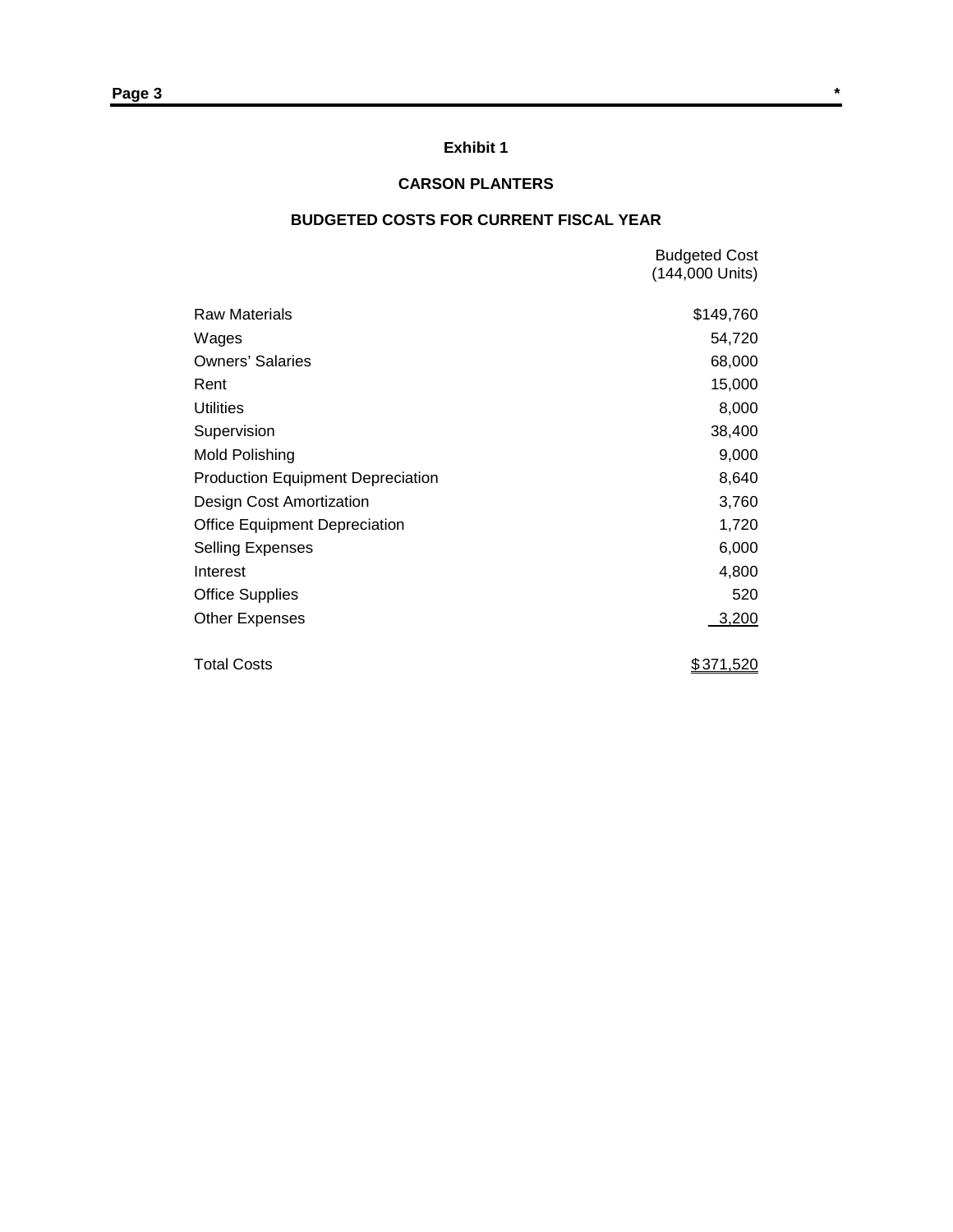**Exhibit 1**

**CARSON PLANTERS**

**BUDGETED COSTS FOR CURRENT FISCAL YEAR**

| | Budgeted Cost (144,000 Units) |
|---|---|
| Raw Materials | $149,760 |
| Wages | 54,720 |
| Owners' Salaries | 68,000 |
| Rent | 15,000 |
| Utilities | 8,000 |
| Supervision | 38,400 |
| Mold Polishing | 9,000 |
| Production Equipment Depreciation | 8,640 |
| Design Cost Amortization | 3,760 |
| Office Equipment Depreciation | 1,720 |
| Selling Expenses | 6,000 |
| Interest | 4,800 |
| Office Supplies | 520 |
| Other Expenses | 3,200 |
| Total Costs | $371,520 |